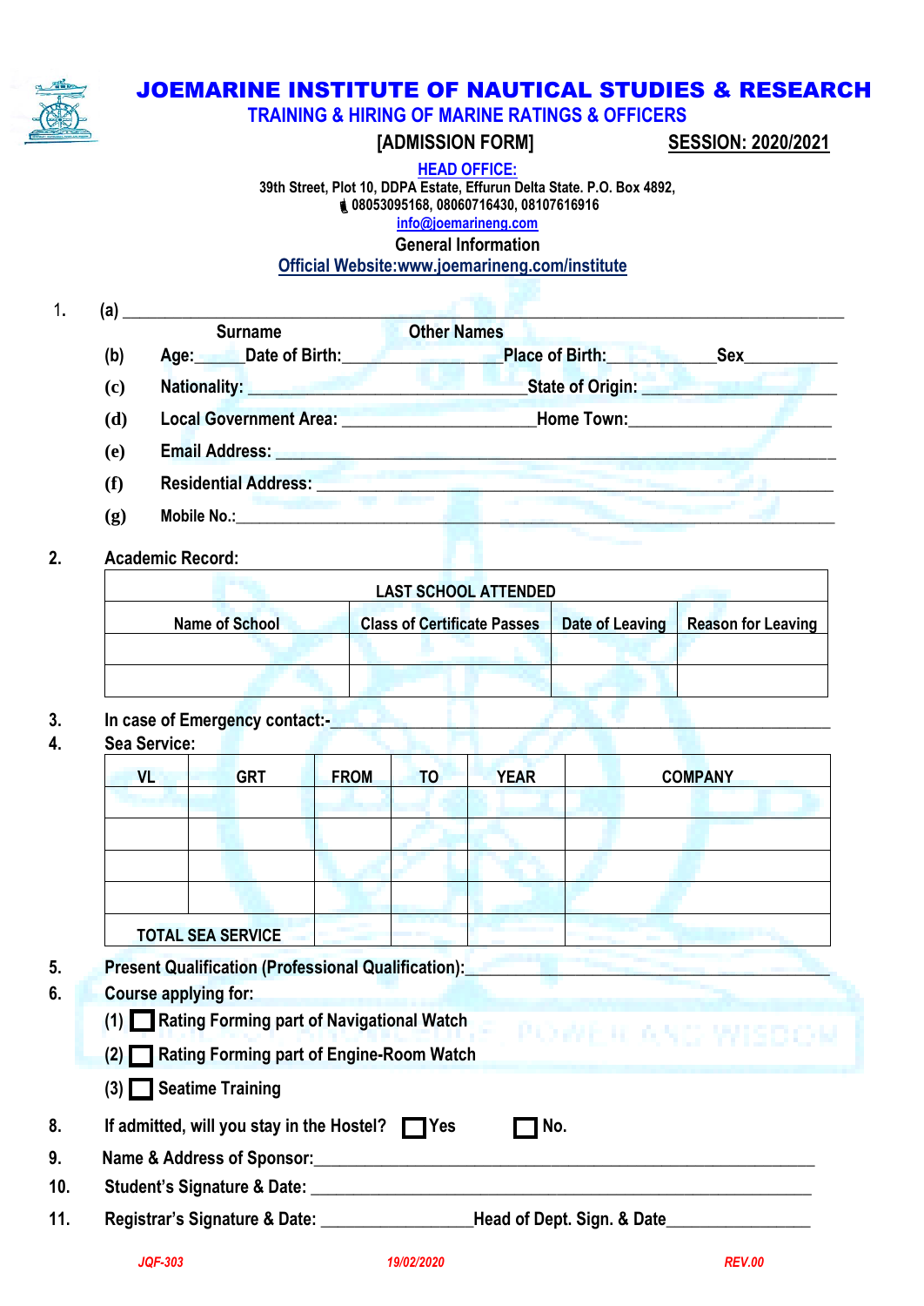# JOEMARINE INSTITUTE OF NAUTICAL STUDIES & RESEARCH

## TRAINING & HIRING OF MARINE RATINGS & OFFICERS

**[ADMISSION FORM]** **SESSION: 2020/2021**

**HEAD OFFICE:**
39th Street, Plot 10, DDPA Estate, Effurun Delta State. P.O. Box 4892,
08053095168, 08060716430, 08107616916
info@joemarineng.com
General Information
Official Website:www.joemarineng.com/institute

1. (a) ______________________________________________
   Surname Other Names
   (b) Age:_____Date of Birth:________________Place of Birth:____________Sex__________
   (c) Nationality: ______________________________State of Origin: ________________
   (d) Local Government Area: _____________________Home Town:____________________
   (e) Email Address: ______________________________________________
   (f) Residential Address: ______________________________________________
   (g) Mobile No.:______________________________________________

2. Academic Record:

| LAST SCHOOL ATTENDED | | | |
|---|---|---|---|
| Name of School | Class of Certificate Passes | Date of Leaving | Reason for Leaving |
| | | | |
| | | | |

3. In case of Emergency contact:-______________________________________________
4. Sea Service:

| VL | GRT | FROM | TO | YEAR | COMPANY |
|---|---|---|---|---|---|
| | | | | | |
| | | | | | |
| | | | | | |
| | | | | | |
| TOTAL SEA SERVICE | | | | | |

5. Present Qualification (Professional Qualification):______________________________
6. Course applying for:
   (1) ☐ Rating Forming part of Navigational Watch
   (2) ☐ Rating Forming part of Engine-Room Watch
   (3) ☐ Seatime Training
8. If admitted, will you stay in the Hostel? ☐ Yes ☐ No.
9. Name & Address of Sponsor:______________________________________________
10. Student's Signature & Date: ______________________________________________
11. Registrar's Signature & Date: ________________Head of Dept. Sign. & Date________________

JQF-303 19/02/2020 REV.00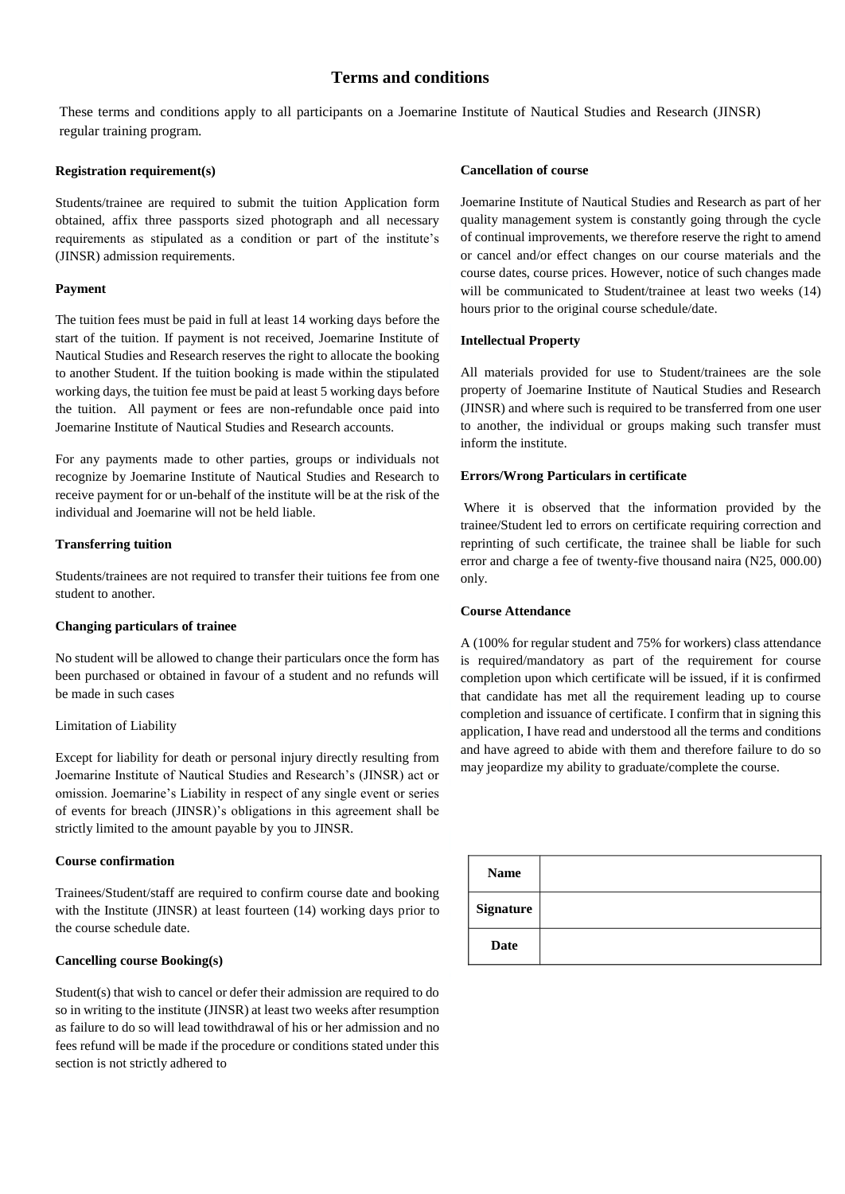# Terms and conditions

These terms and conditions apply to all participants on a Joemarine Institute of Nautical Studies and Research (JINSR) regular training program.

**Registration requirement(s)**

Students/trainee are required to submit the tuition Application form obtained, affix three passports sized photograph and all necessary requirements as stipulated as a condition or part of the institute's (JINSR) admission requirements.

**Payment**

The tuition fees must be paid in full at least 14 working days before the start of the tuition. If payment is not received, Joemarine Institute of Nautical Studies and Research reserves the right to allocate the booking to another Student. If the tuition booking is made within the stipulated working days, the tuition fee must be paid at least 5 working days before the tuition. All payment or fees are non-refundable once paid into Joemarine Institute of Nautical Studies and Research accounts.

For any payments made to other parties, groups or individuals not recognize by Joemarine Institute of Nautical Studies and Research to receive payment for or un-behalf of the institute will be at the risk of the individual and Joemarine will not be held liable.

**Transferring tuition**

Students/trainees are not required to transfer their tuitions fee from one student to another.

**Changing particulars of trainee**

No student will be allowed to change their particulars once the form has been purchased or obtained in favour of a student and no refunds will be made in such cases

Limitation of Liability

Except for liability for death or personal injury directly resulting from Joemarine Institute of Nautical Studies and Research's (JINSR) act or omission. Joemarine's Liability in respect of any single event or series of events for breach (JINSR)'s obligations in this agreement shall be strictly limited to the amount payable by you to JINSR.

**Course confirmation**

Trainees/Student/staff are required to confirm course date and booking with the Institute (JINSR) at least fourteen (14) working days prior to the course schedule date.

**Cancelling course Booking(s)**

Student(s) that wish to cancel or defer their admission are required to do so in writing to the institute (JINSR) at least two weeks after resumption as failure to do so will lead towithdrawal of his or her admission and no fees refund will be made if the procedure or conditions stated under this section is not strictly adhered to

**Cancellation of course**

Joemarine Institute of Nautical Studies and Research as part of her quality management system is constantly going through the cycle of continual improvements, we therefore reserve the right to amend or cancel and/or effect changes on our course materials and the course dates, course prices. However, notice of such changes made will be communicated to Student/trainee at least two weeks (14) hours prior to the original course schedule/date.

**Intellectual Property**

All materials provided for use to Student/trainees are the sole property of Joemarine Institute of Nautical Studies and Research (JINSR) and where such is required to be transferred from one user to another, the individual or groups making such transfer must inform the institute.

**Errors/Wrong Particulars in certificate**

Where it is observed that the information provided by the trainee/Student led to errors on certificate requiring correction and reprinting of such certificate, the trainee shall be liable for such error and charge a fee of twenty-five thousand naira (N25, 000.00) only.

**Course Attendance**

A (100% for regular student and 75% for workers) class attendance is required/mandatory as part of the requirement for course completion upon which certificate will be issued, if it is confirmed that candidate has met all the requirement leading up to course completion and issuance of certificate. I confirm that in signing this application, I have read and understood all the terms and conditions and have agreed to abide with them and therefore failure to do so may jeopardize my ability to graduate/complete the course.

| | |
|---|---|
| **Name** | |
| **Signature** | |
| **Date** | |